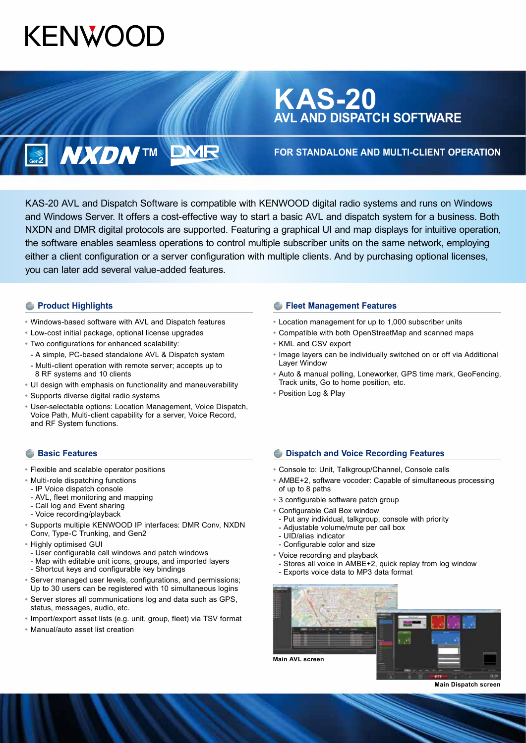KENWOOD

# KAS-20

## AVL AND DISPATCH SOFTWARE

NXDN™ DMR

**FOR STANDALONE AND MULTI-CLIENT OPERATION**

KAS-20 AVL and Dispatch Software is compatible with KENWOOD digital radio systems and runs on Windows and Windows Server. It offers a cost-effective way to start a basic AVL and dispatch system for a business. Both NXDN and DMR digital protocols are supported. Featuring a graphical UI and map displays for intuitive operation, the software enables seamless operations to control multiple subscriber units on the same network, employing either a client configuration or a server configuration with multiple clients. And by purchasing optional licenses, you can later add several value-added features.

### Product Highlights

- Windows-based software with AVL and Dispatch features
- Low-cost initial package, optional license upgrades
- Two configurations for enhanced scalability:
  - A simple, PC-based standalone AVL & Dispatch system
  - Multi-client operation with remote server; accepts up to 8 RF systems and 10 clients
- UI design with emphasis on functionality and maneuverability
- Supports diverse digital radio systems
- User-selectable options: Location Management, Voice Dispatch, Voice Path, Multi-client capability for a server, Voice Record, and RF System functions.

### Fleet Management Features

- Location management for up to 1,000 subscriber units
- Compatible with both OpenStreetMap and scanned maps
- KML and CSV export
- Image layers can be individually switched on or off via Additional Layer Window
- Auto & manual polling, Loneworker, GPS time mark, GeoFencing, Track units, Go to home position, etc.
- Position Log & Play

### Basic Features

- Flexible and scalable operator positions
- Multi-role dispatching functions
  - IP Voice dispatch console
  - AVL, fleet monitoring and mapping
  - Call log and Event sharing
  - Voice recording/playback
- Supports multiple KENWOOD IP interfaces: DMR Conv, NXDN Conv, Type-C Trunking, and Gen2
- Highly optimised GUI
  - User configurable call windows and patch windows
  - Map with editable unit icons, groups, and imported layers
  - Shortcut keys and configurable key bindings
- Server managed user levels, configurations, and permissions; Up to 30 users can be registered with 10 simultaneous logins
- Server stores all communications log and data such as GPS, status, messages, audio, etc.
- Import/export asset lists (e.g. unit, group, fleet) via TSV format
- Manual/auto asset list creation

### Dispatch and Voice Recording Features

- Console to: Unit, Talkgroup/Channel, Console calls
- AMBE+2, software vocoder: Capable of simultaneous processing of up to 8 paths
- 3 configurable software patch group
- Configurable Call Box window
  - Put any individual, talkgroup, console with priority
  - Adjustable volume/mute per call box
  - UID/alias indicator
  - Configurable color and size
- Voice recording and playback
  - Stores all voice in AMBE+2, quick replay from log window
  - Exports voice data to MP3 data format

Main AVL screen

Main Dispatch screen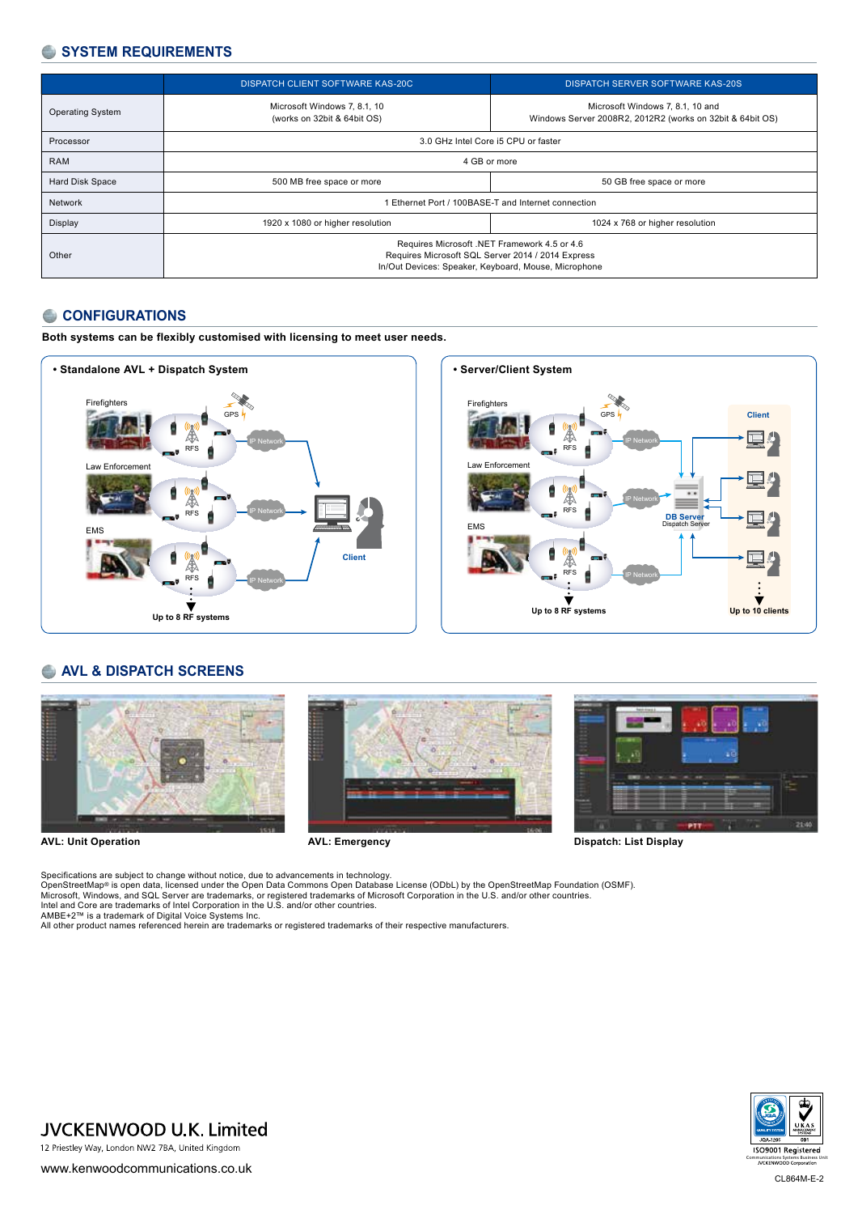## SYSTEM REQUIREMENTS

| | DISPATCH CLIENT SOFTWARE KAS-20C | DISPATCH SERVER SOFTWARE KAS-20S |
|---|---|---|
| Operating System | Microsoft Windows 7, 8.1, 10 (works on 32bit & 64bit OS) | Microsoft Windows 7, 8.1, 10 and Windows Server 2008R2, 2012R2 (works on 32bit & 64bit OS) |
| Processor | 3.0 GHz Intel Core i5 CPU or faster | |
| RAM | 4 GB or more | |
| Hard Disk Space | 500 MB free space or more | 50 GB free space or more |
| Network | 1 Ethernet Port / 100BASE-T and Internet connection | |
| Display | 1920 x 1080 or higher resolution | 1024 x 768 or higher resolution |
| Other | Requires Microsoft .NET Framework 4.5 or 4.6<br>Requires Microsoft SQL Server 2014 / 2014 Express<br>In/Out Devices: Speaker, Keyboard, Mouse, Microphone | |

## CONFIGURATIONS

**Both systems can be flexibly customised with licensing to meet user needs.**

**• Standalone AVL + Dispatch System**

Firefighters
GPS
RFS
IP Network
Law Enforcement
RFS
IP Network
EMS
RFS
IP Network
Client
Up to 8 RF systems

**• Server/Client System**

Firefighters
GPS
RFS
IP Network
Law Enforcement
RFS
IP Network
EMS
RFS
IP Network
DB Server
Dispatch Server
Client
Up to 8 RF systems
Up to 10 clients

## AVL & DISPATCH SCREENS

**AVL: Unit Operation**

**AVL: Emergency**

**Dispatch: List Display**

Specifications are subject to change without notice, due to advancements in technology.
OpenStreetMap® is open data, licensed under the Open Data Commons Open Database License (ODbL) by the OpenStreetMap Foundation (OSMF).
Microsoft, Windows, and SQL Server are trademarks, or registered trademarks of Microsoft Corporation in the U.S. and/or other countries.
Intel and Core are trademarks of Intel Corporation in the U.S. and/or other countries.
AMBE+2™ is a trademark of Digital Voice Systems Inc.
All other product names referenced herein are trademarks or registered trademarks of their respective manufacturers.

**JVCKENWOOD U.K. Limited**
12 Priestley Way, London NW2 7BA, United Kingdom
www.kenwoodcommunications.co.uk

ISO9001 Registered
Communications Systems Business Unit
JVCKENWOOD Corporation

CL864M-E-2